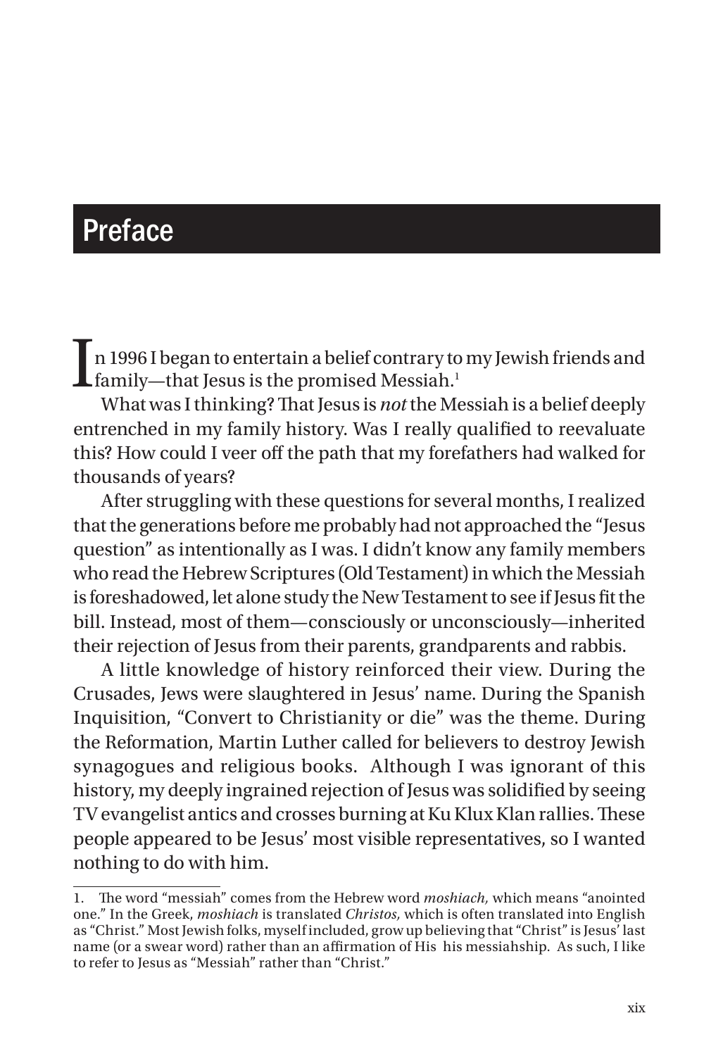# Preface

In 1996 I began to entertain a belief contrary to my Jewish friends and family—that Jesus is the promised Messiah.[1]

What was I thinking? That Jesus is *not* the Messiah is a belief deeply entrenched in my family history. Was I really qualified to reevaluate this? How could I veer off the path that my forefathers had walked for thousands of years?

After struggling with these questions for several months, I realized that the generations before me probably had not approached the "Jesus question" as intentionally as I was. I didn't know any family members who read the Hebrew Scriptures (Old Testament) in which the Messiah is foreshadowed, let alone study the New Testament to see if Jesus fit the bill. Instead, most of them—consciously or unconsciously—inherited their rejection of Jesus from their parents, grandparents and rabbis.

A little knowledge of history reinforced their view. During the Crusades, Jews were slaughtered in Jesus' name. During the Spanish Inquisition, "Convert to Christianity or die" was the theme. During the Reformation, Martin Luther called for believers to destroy Jewish synagogues and religious books. Although I was ignorant of this history, my deeply ingrained rejection of Jesus was solidified by seeing TV evangelist antics and crosses burning at Ku Klux Klan rallies. These people appeared to be Jesus' most visible representatives, so I wanted nothing to do with him.

---

1. The word "messiah" comes from the Hebrew word *moshiach,* which means "anointed one." In the Greek, *moshiach* is translated *Christos,* which is often translated into English as "Christ." Most Jewish folks, myself included, grow up believing that "Christ" is Jesus' last name (or a swear word) rather than an affirmation of His his messiahship. As such, I like to refer to Jesus as "Messiah" rather than "Christ."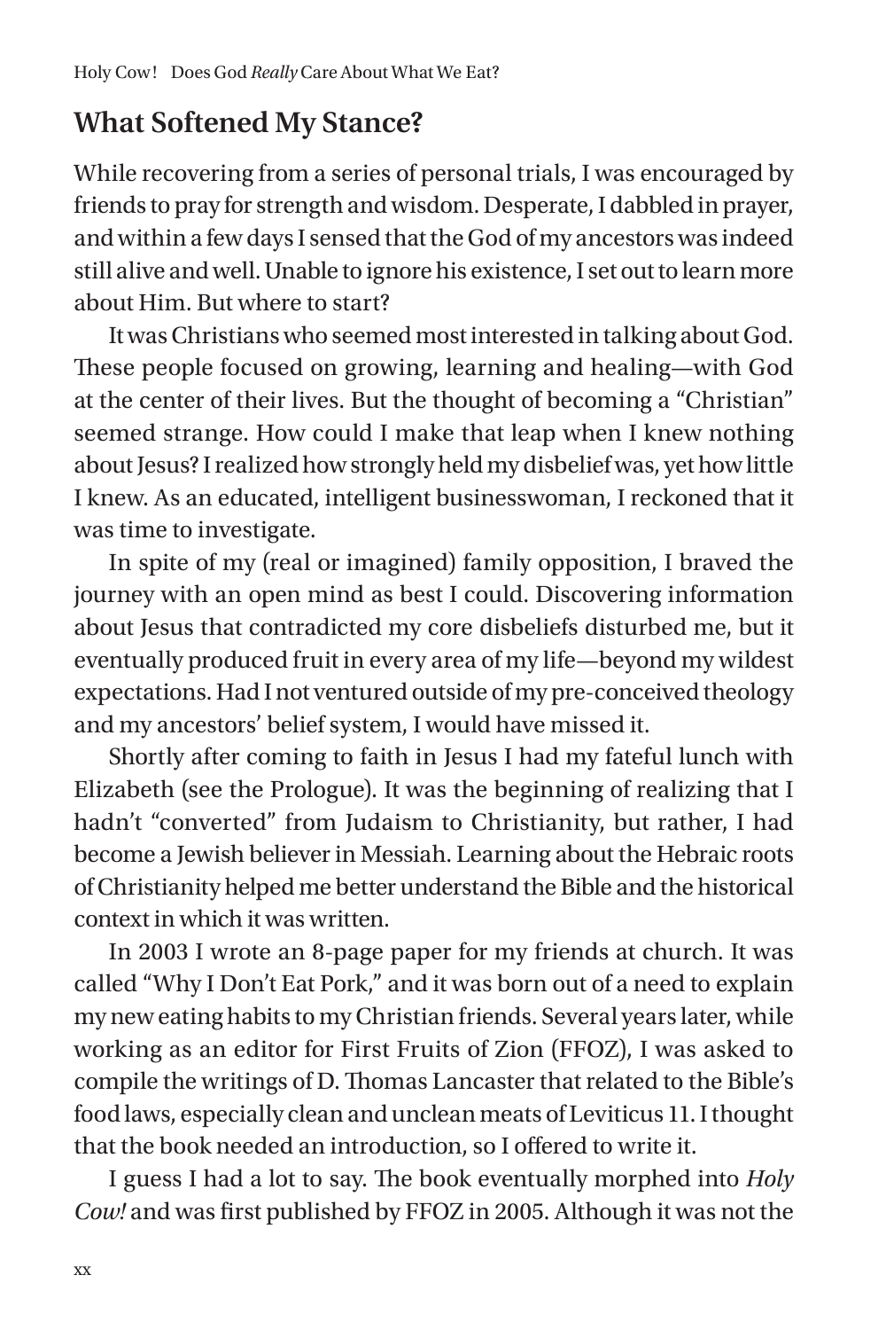## What Softened My Stance?

While recovering from a series of personal trials, I was encouraged by friends to pray for strength and wisdom. Desperate, I dabbled in prayer, and within a few days I sensed that the God of my ancestors was indeed still alive and well. Unable to ignore his existence, I set out to learn more about Him. But where to start?

It was Christians who seemed most interested in talking about God. These people focused on growing, learning and healing—with God at the center of their lives. But the thought of becoming a "Christian" seemed strange. How could I make that leap when I knew nothing about Jesus? I realized how strongly held my disbelief was, yet how little I knew. As an educated, intelligent businesswoman, I reckoned that it was time to investigate.

In spite of my (real or imagined) family opposition, I braved the journey with an open mind as best I could. Discovering information about Jesus that contradicted my core disbeliefs disturbed me, but it eventually produced fruit in every area of my life—beyond my wildest expectations. Had I not ventured outside of my pre-conceived theology and my ancestors' belief system, I would have missed it.

Shortly after coming to faith in Jesus I had my fateful lunch with Elizabeth (see the Prologue). It was the beginning of realizing that I hadn't "converted" from Judaism to Christianity, but rather, I had become a Jewish believer in Messiah. Learning about the Hebraic roots of Christianity helped me better understand the Bible and the historical context in which it was written.

In 2003 I wrote an 8-page paper for my friends at church. It was called "Why I Don't Eat Pork," and it was born out of a need to explain my new eating habits to my Christian friends. Several years later, while working as an editor for First Fruits of Zion (FFOZ), I was asked to compile the writings of D. Thomas Lancaster that related to the Bible's food laws, especially clean and unclean meats of Leviticus 11. I thought that the book needed an introduction, so I offered to write it.

I guess I had a lot to say. The book eventually morphed into *Holy Cow!* and was first published by FFOZ in 2005. Although it was not the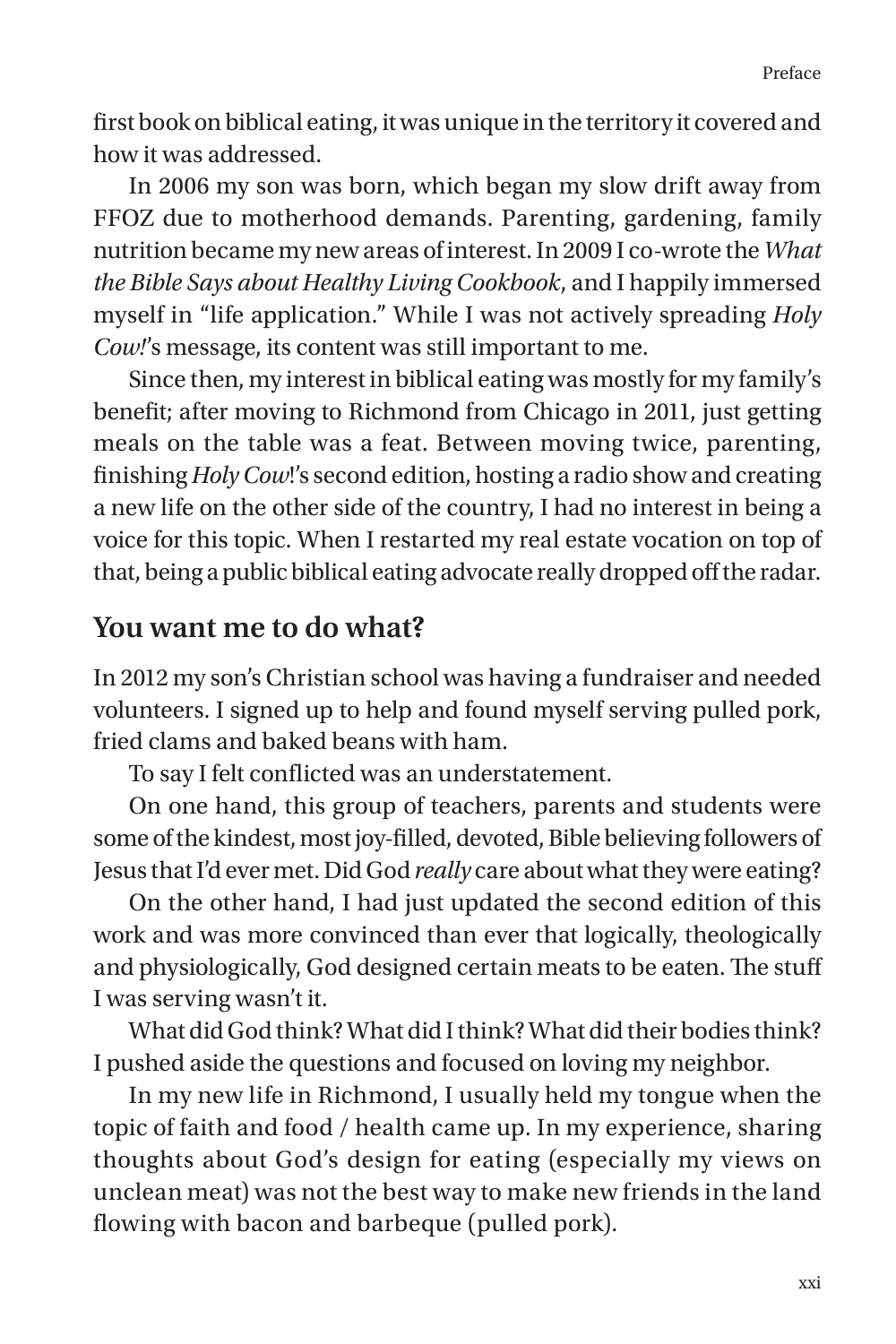first book on biblical eating, it was unique in the territory it covered and how it was addressed.

In 2006 my son was born, which began my slow drift away from FFOZ due to motherhood demands. Parenting, gardening, family nutrition became my new areas of interest. In 2009 I co-wrote the *What the Bible Says about Healthy Living Cookbook*, and I happily immersed myself in "life application." While I was not actively spreading *Holy Cow!*'s message, its content was still important to me.

Since then, my interest in biblical eating was mostly for my family's benefit; after moving to Richmond from Chicago in 2011, just getting meals on the table was a feat. Between moving twice, parenting, finishing *Holy Cow!*'s second edition, hosting a radio show and creating a new life on the other side of the country, I had no interest in being a voice for this topic. When I restarted my real estate vocation on top of that, being a public biblical eating advocate really dropped off the radar.

## You want me to do what?

In 2012 my son's Christian school was having a fundraiser and needed volunteers. I signed up to help and found myself serving pulled pork, fried clams and baked beans with ham.

To say I felt conflicted was an understatement.

On one hand, this group of teachers, parents and students were some of the kindest, most joy-filled, devoted, Bible believing followers of Jesus that I'd ever met. Did God *really* care about what they were eating?

On the other hand, I had just updated the second edition of this work and was more convinced than ever that logically, theologically and physiologically, God designed certain meats to be eaten. The stuff I was serving wasn't it.

What did God think? What did I think? What did their bodies think? I pushed aside the questions and focused on loving my neighbor.

In my new life in Richmond, I usually held my tongue when the topic of faith and food / health came up. In my experience, sharing thoughts about God's design for eating (especially my views on unclean meat) was not the best way to make new friends in the land flowing with bacon and barbeque (pulled pork).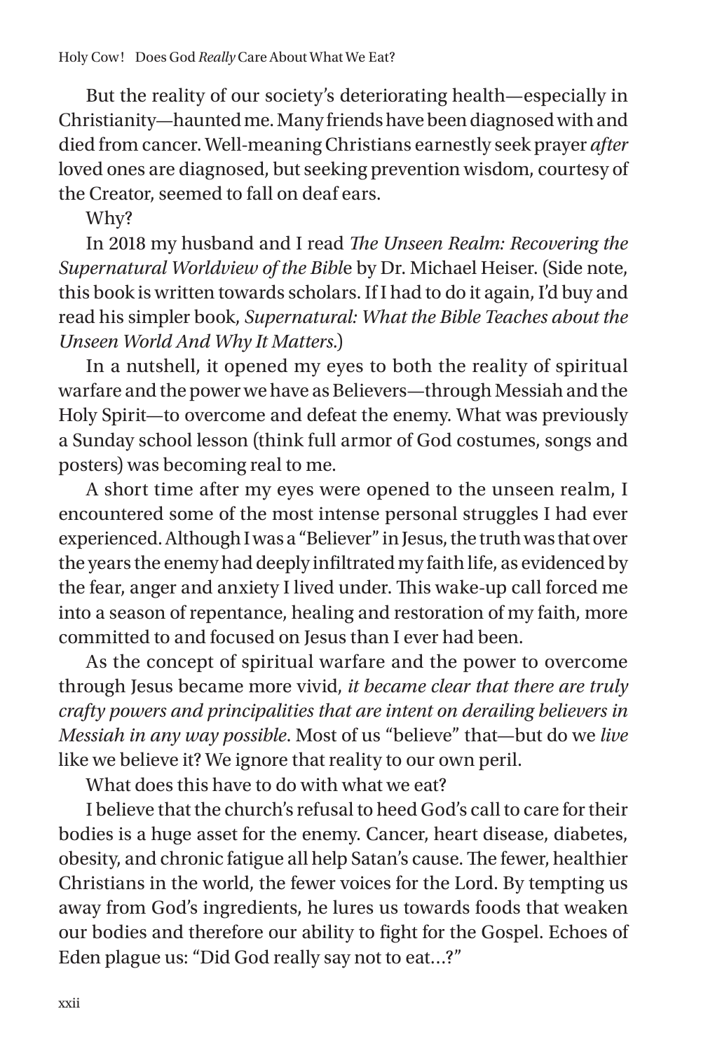But the reality of our society's deteriorating health—especially in Christianity—haunted me. Many friends have been diagnosed with and died from cancer. Well-meaning Christians earnestly seek prayer *after* loved ones are diagnosed, but seeking prevention wisdom, courtesy of the Creator, seemed to fall on deaf ears.

Why?

In 2018 my husband and I read *The Unseen Realm: Recovering the Supernatural Worldview of the Bible* by Dr. Michael Heiser. (Side note, this book is written towards scholars. If I had to do it again, I'd buy and read his simpler book, *Supernatural: What the Bible Teaches about the Unseen World And Why It Matters.*)

In a nutshell, it opened my eyes to both the reality of spiritual warfare and the power we have as Believers—through Messiah and the Holy Spirit—to overcome and defeat the enemy. What was previously a Sunday school lesson (think full armor of God costumes, songs and posters) was becoming real to me.

A short time after my eyes were opened to the unseen realm, I encountered some of the most intense personal struggles I had ever experienced. Although I was a "Believer" in Jesus, the truth was that over the years the enemy had deeply infiltrated my faith life, as evidenced by the fear, anger and anxiety I lived under. This wake-up call forced me into a season of repentance, healing and restoration of my faith, more committed to and focused on Jesus than I ever had been.

As the concept of spiritual warfare and the power to overcome through Jesus became more vivid, *it became clear that there are truly crafty powers and principalities that are intent on derailing believers in Messiah in any way possible*. Most of us "believe" that—but do we *live* like we believe it? We ignore that reality to our own peril.

What does this have to do with what we eat?

I believe that the church's refusal to heed God's call to care for their bodies is a huge asset for the enemy. Cancer, heart disease, diabetes, obesity, and chronic fatigue all help Satan's cause. The fewer, healthier Christians in the world, the fewer voices for the Lord. By tempting us away from God's ingredients, he lures us towards foods that weaken our bodies and therefore our ability to fight for the Gospel. Echoes of Eden plague us: "Did God really say not to eat…?"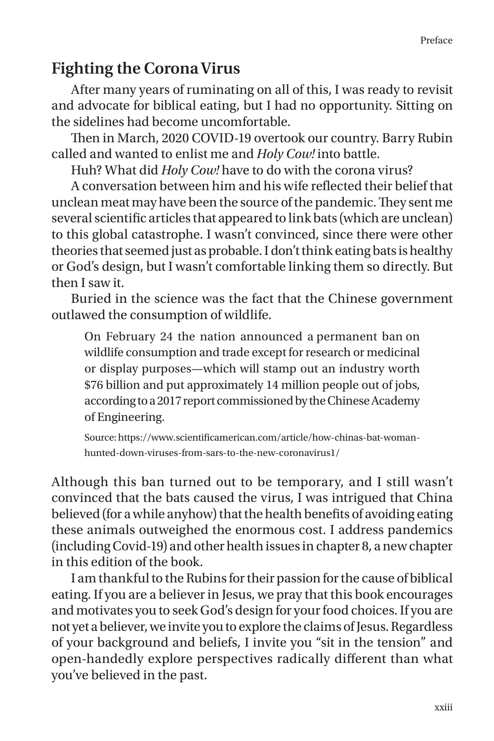## Fighting the Corona Virus

After many years of ruminating on all of this, I was ready to revisit and advocate for biblical eating, but I had no opportunity. Sitting on the sidelines had become uncomfortable.

Then in March, 2020 COVID-19 overtook our country. Barry Rubin called and wanted to enlist me and *Holy Cow!* into battle.

Huh? What did *Holy Cow!* have to do with the corona virus?

A conversation between him and his wife reflected their belief that unclean meat may have been the source of the pandemic. They sent me several scientific articles that appeared to link bats (which are unclean) to this global catastrophe. I wasn't convinced, since there were other theories that seemed just as probable. I don't think eating bats is healthy or God's design, but I wasn't comfortable linking them so directly. But then I saw it.

Buried in the science was the fact that the Chinese government outlawed the consumption of wildlife.

> On February 24 the nation announced a permanent ban on wildlife consumption and trade except for research or medicinal or display purposes—which will stamp out an industry worth $76 billion and put approximately 14 million people out of jobs, according to a 2017 report commissioned by the Chinese Academy of Engineering.
>
> Source: https://www.scientificamerican.com/article/how-chinas-bat-woman-hunted-down-viruses-from-sars-to-the-new-coronavirus1/

Although this ban turned out to be temporary, and I still wasn't convinced that the bats caused the virus, I was intrigued that China believed (for a while anyhow) that the health benefits of avoiding eating these animals outweighed the enormous cost. I address pandemics (including Covid-19) and other health issues in chapter 8, a new chapter in this edition of the book.

I am thankful to the Rubins for their passion for the cause of biblical eating. If you are a believer in Jesus, we pray that this book encourages and motivates you to seek God's design for your food choices. If you are not yet a believer, we invite you to explore the claims of Jesus. Regardless of your background and beliefs, I invite you "sit in the tension" and open-handedly explore perspectives radically different than what you've believed in the past.